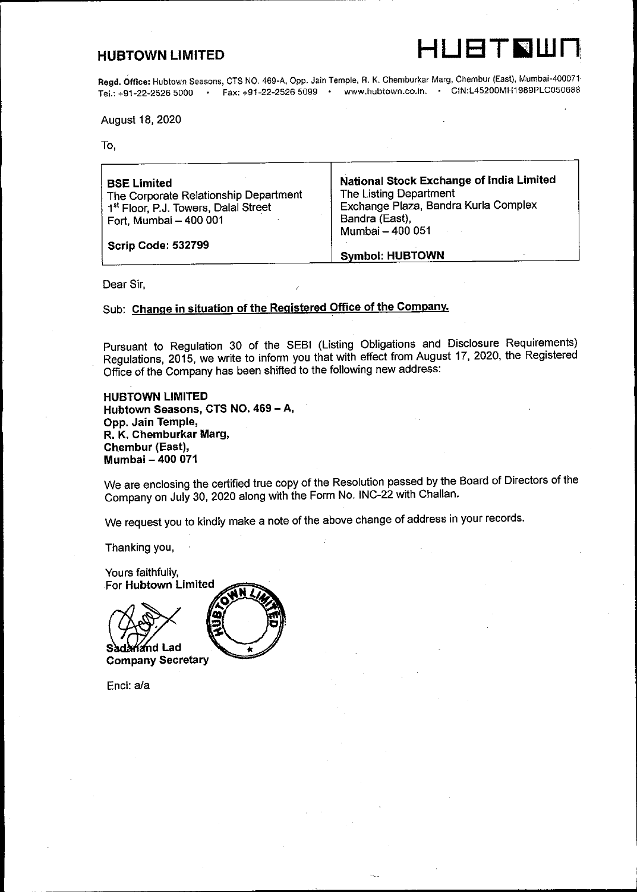# HUBTOWN LIMITED

HUBTOWN

**Regd. Office:** Hubtown Seasons, CTS NO. 469-A, Opp. Jain Temple, R. K. Chemburkar Marg, Chembur (East), Mumbai-400071
Tel.: +91-22-2526 5000 • Fax: +91-22-2526 5099 • www.hubtown.co.in. • CIN:L45200MH1989PLC050688

August 18, 2020

To,

| **BSE Limited**<br>The Corporate Relationship Department<br>1st Floor, P.J. Towers, Dalal Street<br>Fort, Mumbai – 400 001<br><br>**Scrip Code: 532799** | **National Stock Exchange of India Limited**<br>The Listing Department<br>Exchange Plaza, Bandra Kurla Complex<br>Bandra (East),<br>Mumbai – 400 051<br><br>**Symbol: HUBTOWN** |
|---|---|

Dear Sir,

Sub: **Change in situation of the Registered Office of the Company.**

Pursuant to Regulation 30 of the SEBI (Listing Obligations and Disclosure Requirements) Regulations, 2015, we write to inform you that with effect from August 17, 2020, the Registered Office of the Company has been shifted to the following new address:

**HUBTOWN LIMITED**
**Hubtown Seasons, CTS NO. 469 – A,**
**Opp. Jain Temple,**
**R. K. Chemburkar Marg,**
**Chembur (East),**
**Mumbai – 400 071**

We are enclosing the certified true copy of the Resolution passed by the Board of Directors of the Company on July 30, 2020 along with the Form No. INC-22 with Challan.

We request you to kindly make a note of the above change of address in your records.

Thanking you,

Yours faithfully,
For **Hubtown Limited**

Sadanand Lad
**Company Secretary**

Encl: a/a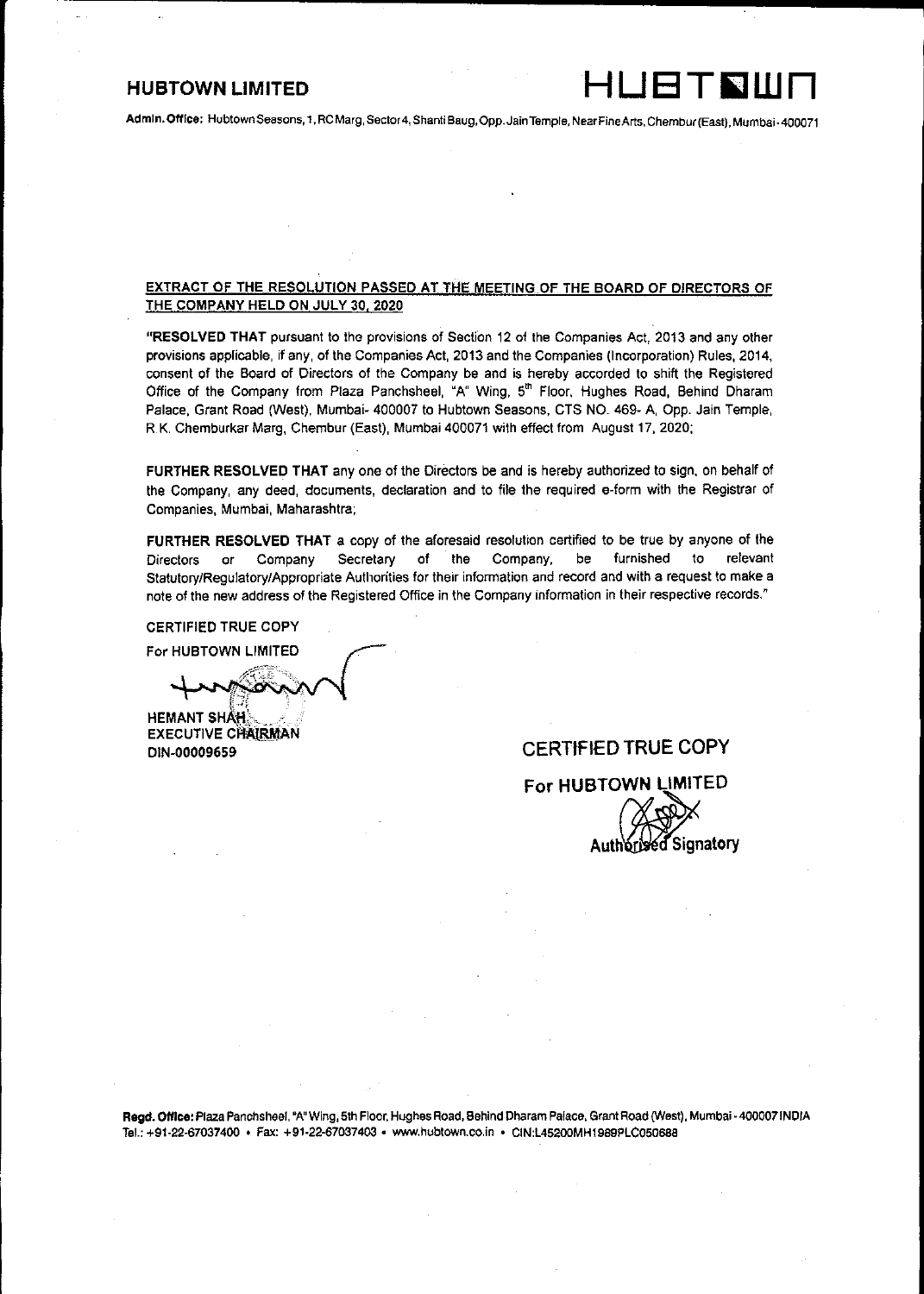**HUBTOWN LIMITED**

**HUBTOWN**

**Admin. Office:** Hubtown Seasons, 1, RC Marg, Sector 4, Shanti Baug, Opp. Jain Temple, Near Fine Arts, Chembur (East), Mumbai - 400071

**EXTRACT OF THE RESOLUTION PASSED AT THE MEETING OF THE BOARD OF DIRECTORS OF THE COMPANY HELD ON JULY 30, 2020**

"**RESOLVED THAT** pursuant to the provisions of Section 12 of the Companies Act, 2013 and any other provisions applicable, if any, of the Companies Act, 2013 and the Companies (Incorporation) Rules, 2014, consent of the Board of Directors of the Company be and is hereby accorded to shift the Registered Office of the Company from Plaza Panchsheel, "A" Wing, 5th Floor, Hughes Road, Behind Dharam Palace, Grant Road (West), Mumbai- 400007 to Hubtown Seasons, CTS NO. 469- A, Opp. Jain Temple, R.K. Chemburkar Marg, Chembur (East), Mumbai 400071 with effect from August 17, 2020;

**FURTHER RESOLVED THAT** any one of the Directors be and is hereby authorized to sign, on behalf of the Company, any deed, documents, declaration and to file the required e-form with the Registrar of Companies, Mumbai, Maharashtra;

**FURTHER RESOLVED THAT** a copy of the aforesaid resolution certified to be true by anyone of the Directors or Company Secretary of the Company, be furnished to relevant Statutory/Regulatory/Appropriate Authorities for their information and record and with a request to make a note of the new address of the Registered Office in the Company information in their respective records."

CERTIFIED TRUE COPY

For HUBTOWN LIMITED

HEMANT SHAH
EXECUTIVE CHAIRMAN
DIN-00009659

CERTIFIED TRUE COPY

For HUBTOWN LIMITED

Authorised Signatory

**Regd. Office:** Plaza Panchsheel, "A" Wing, 5th Floor, Hughes Road, Behind Dharam Palace, Grant Road (West), Mumbai - 400007 INDIA
Tel.: +91-22-67037400 • Fax: +91-22-67037403 • www.hubtown.co.in • CIN:L45200MH1989PLC050688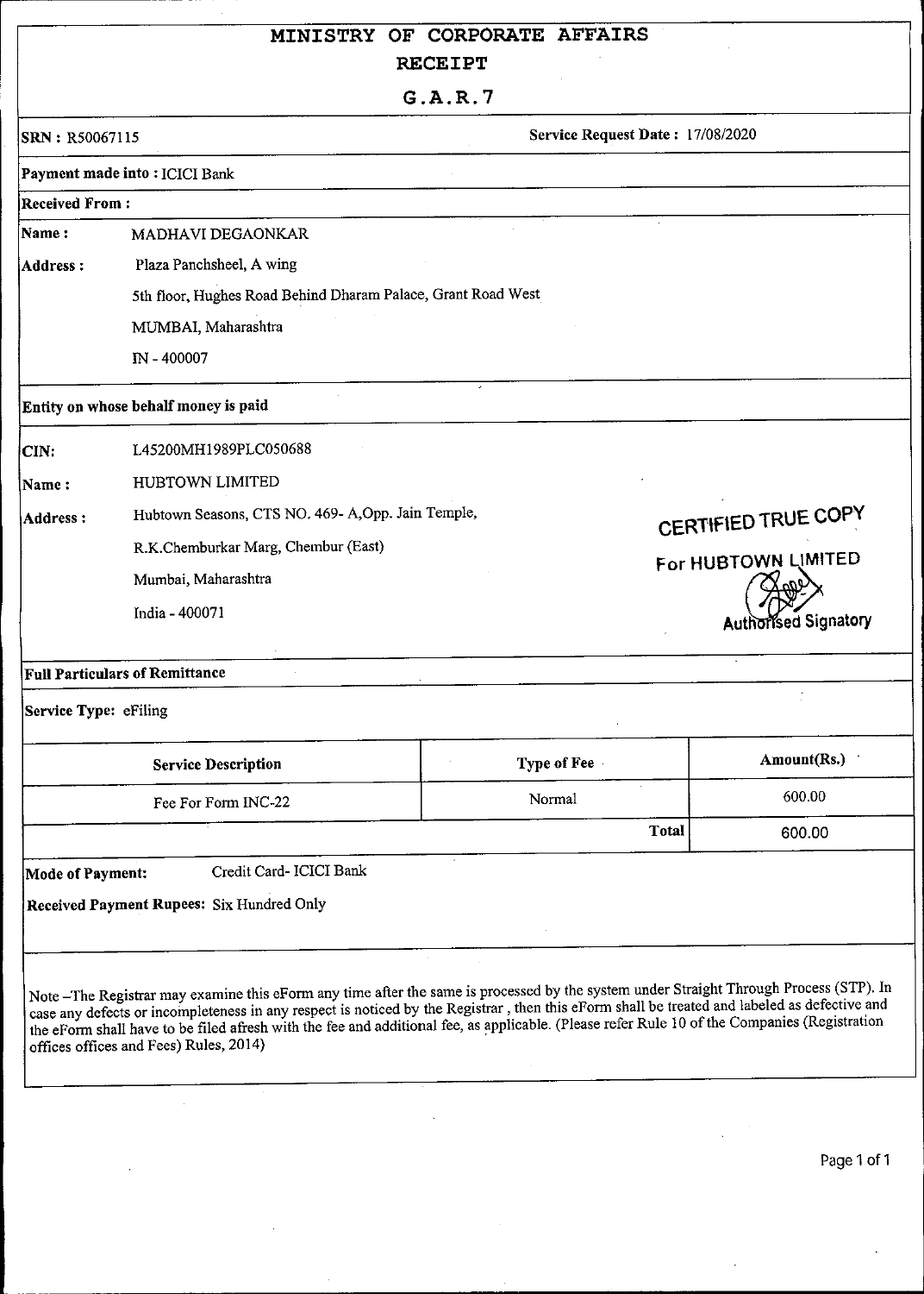# MINISTRY OF CORPORATE AFFAIRS

## RECEIPT

## G.A.R.7

**SRN :** R50067115 **Service Request Date :** 17/08/2020

**Payment made into :** ICICI Bank

**Received From :**

**Name :** MADHAVI DEGAONKAR

**Address :** Plaza Panchsheel, A wing
5th floor, Hughes Road Behind Dharam Palace, Grant Road West
MUMBAI, Maharashtra
IN - 400007

**Entity on whose behalf money is paid**

**CIN:** L45200MH1989PLC050688

**Name :** HUBTOWN LIMITED

**Address :** Hubtown Seasons, CTS NO. 469- A,Opp. Jain Temple,
R.K.Chemburkar Marg, Chembur (East)
Mumbai, Maharashtra
India - 400071

CERTIFIED TRUE COPY
For HUBTOWN LIMITED
Authorised Signatory

**Full Particulars of Remittance**

**Service Type:** eFiling

| Service Description | Type of Fee | Amount(Rs.) |
|---|---|---|
| Fee For Form INC-22 | Normal | 600.00 |
| | **Total** | 600.00 |

**Mode of Payment:** Credit Card- ICICI Bank

**Received Payment Rupees:** Six Hundred Only

Note –The Registrar may examine this eForm any time after the same is processed by the system under Straight Through Process (STP). In case any defects or incompleteness in any respect is noticed by the Registrar , then this eForm shall be treated and labeled as defective and the eForm shall have to be filed afresh with the fee and additional fee, as applicable. (Please refer Rule 10 of the Companies (Registration offices offices and Fees) Rules, 2014)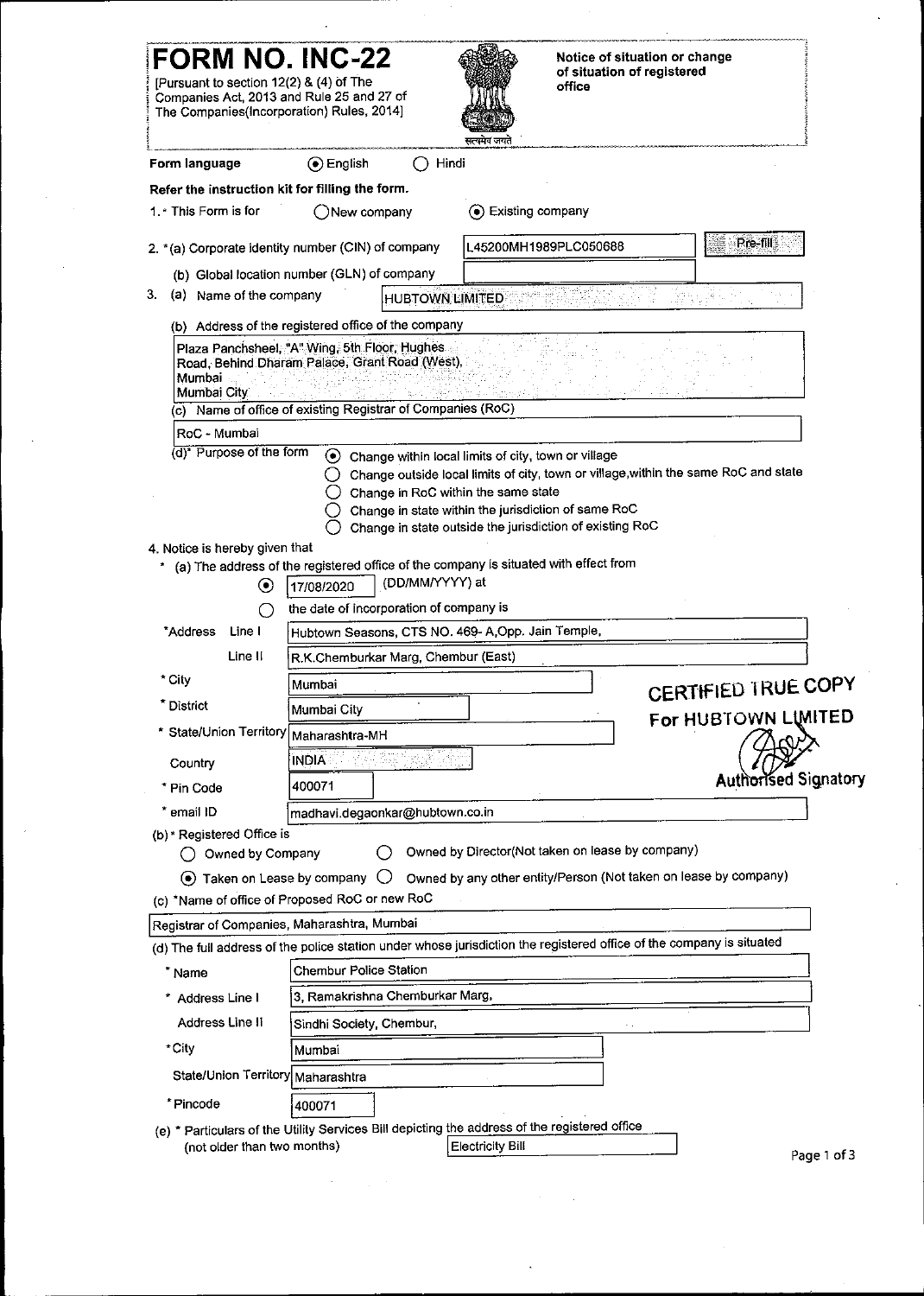# FORM NO. INC-22

[Pursuant to section 12(2) & (4) of The Companies Act, 2013 and Rule 25 and 27 of The Companies(Incorporation) Rules, 2014]

**Notice of situation or change of situation of registered office**

**Form language** (•) English ( ) Hindi

**Refer the instruction kit for filling the form.**

1.* This Form is for ( ) New company (•) Existing company

2. *(a) Corporate identity number (CIN) of company: L45200MH1989PLC050688 [Pre-fill]

   (b) Global location number (GLN) of company:

3. (a) Name of the company: HUBTOWN LIMITED

   (b) Address of the registered office of the company

   Plaza Panchsheel, "A" Wing, 5th Floor, Hughes Road, Behind Dharam Palace, Grant Road (West), Mumbai
   Mumbai City

   (c) Name of office of existing Registrar of Companies (RoC)

   RoC - Mumbai

   (d)* Purpose of the form
   - (•) Change within local limits of city, town or village
   - ( ) Change outside local limits of city, town or village,within the same RoC and state
   - ( ) Change in RoC within the same state
   - ( ) Change in state within the jurisdiction of same RoC
   - ( ) Change in state outside the jurisdiction of existing RoC

4. Notice is hereby given that

   \* (a) The address of the registered office of the company is situated with effect from

   (•) 17/08/2020 (DD/MM/YYYY) at

   ( ) the date of incorporation of company is

| | |
|---|---|
| *Address Line I | Hubtown Seasons, CTS NO. 469- A,Opp. Jain Temple, |
| Line II | R.K.Chemburkar Marg, Chembur (East) |
| * City | Mumbai |
| * District | Mumbai City |
| * State/Union Territory | Maharashtra-MH |
| Country | INDIA |
| * Pin Code | 400071 |
| * email ID | madhavi.degaonkar@hubtown.co.in |

**CERTIFIED TRUE COPY**
**For HUBTOWN LIMITED**
**Authorised Signatory**

(b) * Registered Office is
- ( ) Owned by Company
- ( ) Owned by Director(Not taken on lease by company)
- (•) Taken on Lease by company
- ( ) Owned by any other entity/Person (Not taken on lease by company)

(c) *Name of office of Proposed RoC or new RoC

Registrar of Companies, Maharashtra, Mumbai

(d) The full address of the police station under whose jurisdiction the registered office of the company is situated

| | |
|---|---|
| * Name | Chembur Police Station |
| * Address Line I | 3, Ramakrishna Chemburkar Marg, |
| Address Line II | Sindhi Society, Chembur, |
| *City | Mumbai |
| State/Union Territory | Maharashtra |
| *Pincode | 400071 |

(e) * Particulars of the Utility Services Bill depicting the address of the registered office (not older than two months): Electricity Bill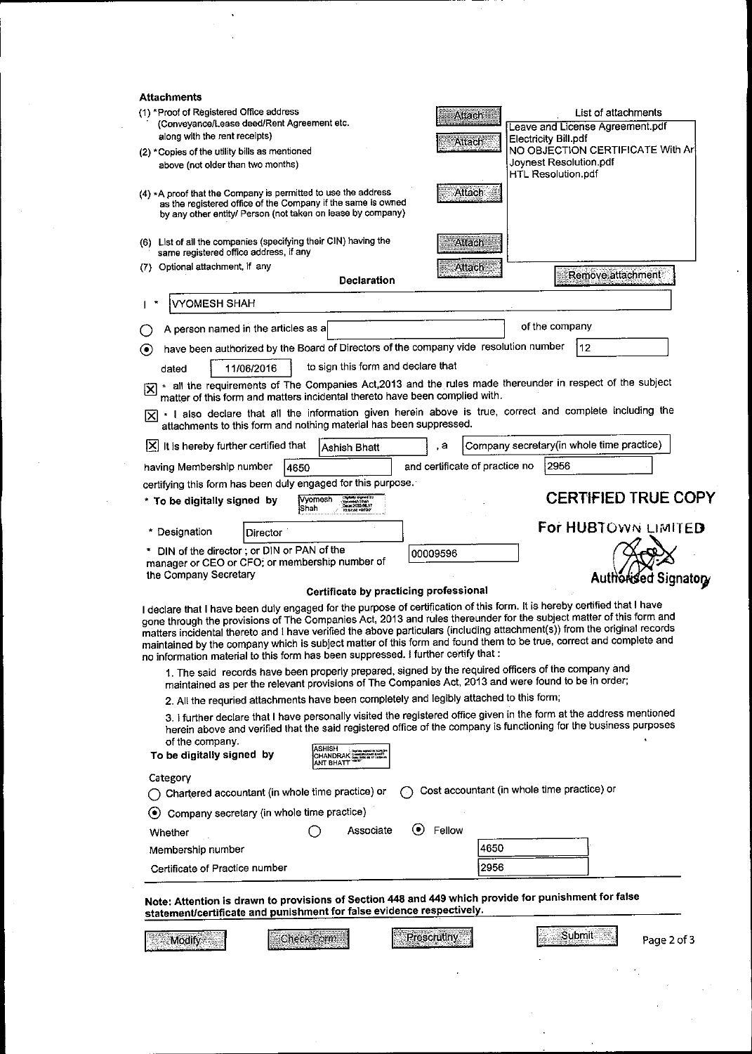## Attachments

(1) *Proof of Registered Office address (Conveyance/Lease deed/Rent Agreement etc. along with the rent receipts) — Attach

(2) *Copies of the utility bills as mentioned above (not older than two months) — Attach

(4) *A proof that the Company is permitted to use the address as the registered office of the Company if the same is owned by any other entity/ Person (not taken on lease by company) — Attach

(6) List of all the companies (specifying their CIN) having the same registered office address, if any — Attach

(7) Optional attachment, if any — Attach

**List of attachments**

- Leave and License Agreement.pdf
- Electricity Bill.pdf
- NO OBJECTION CERTIFICATE With Ar
- Joynest Resolution.pdf
- HTL Resolution.pdf

Remove attachment

## Declaration

I * VYOMESH SHAH

○ A person named in the articles as a [ ] of the company

◉ have been authorized by the Board of Directors of the company vide resolution number 12

dated 11/06/2016 to sign this form and declare that

[X] * all the requirements of The Companies Act,2013 and the rules made thereunder in respect of the subject matter of this form and matters incidental thereto have been complied with.

[X] * I also declare that all the information given herein above is true, correct and complete including the attachments to this form and nothing material has been suppressed.

[X] It is hereby further certified that Ashish Bhatt , a Company secretary(in whole time practice)

having Membership number 4650 and certificate of practice no 2956

certifying this form has been duly engaged for this purpose.

* To be digitally signed by Vyomesh Shah

**CERTIFIED TRUE COPY**

* Designation Director

**For HUBTOWN LIMITED**

* DIN of the director ; or DIN or PAN of the manager or CEO or CFO; or membership number of the Company Secretary 00009596

**Authorised Signatory**

### Certificate by practicing professional

I declare that I have been duly engaged for the purpose of certification of this form. It is hereby certified that I have gone through the provisions of The Companies Act, 2013 and rules thereunder for the subject matter of this form and matters incidental thereto and I have verified the above particulars (including attachment(s)) from the original records maintained by the company which is subject matter of this form and found them to be true, correct and complete and no information material to this form has been suppressed. I further certify that :

1. The said records have been properly prepared, signed by the required officers of the company and maintained as per the relevant provisions of The Companies Act, 2013 and were found to be in order;
2. All the requried attachments have been completely and legibly attached to this form;
3. I further declare that I have personally visited the registered office given in the form at the address mentioned herein above and verified that the said registered office of the company is functioning for the business purposes of the company.

To be digitally signed by ASHISH CHANDRAKANT BHATT

Category

○ Chartered accountant (in whole time practice) or ○ Cost accountant (in whole time practice) or

◉ Company secretary (in whole time practice)

Whether ○ Associate ◉ Fellow

Membership number 4650

Certificate of Practice number 2956

**Note: Attention is drawn to provisions of Section 448 and 449 which provide for punishment for false statement/certificate and punishment for false evidence respectively.**

Modify | Check Form | Prescrutiny | Submit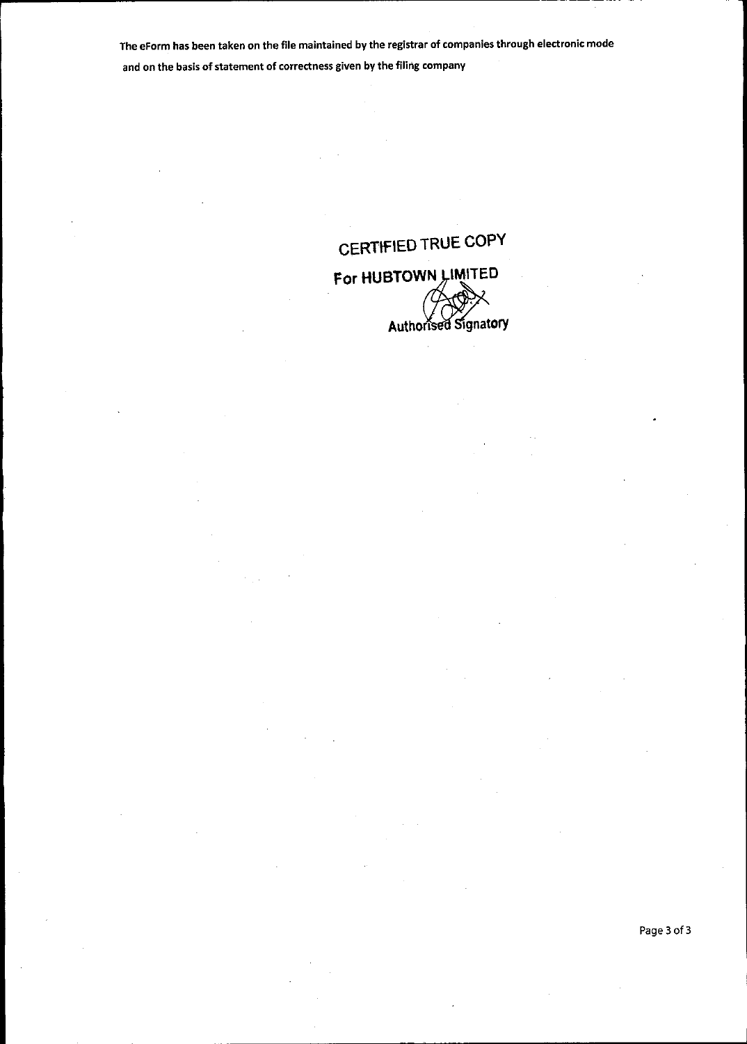The eForm has been taken on the file maintained by the registrar of companies through electronic mode and on the basis of statement of correctness given by the filing company

CERTIFIED TRUE COPY

For HUBTOWN LIMITED

Authorised Signatory